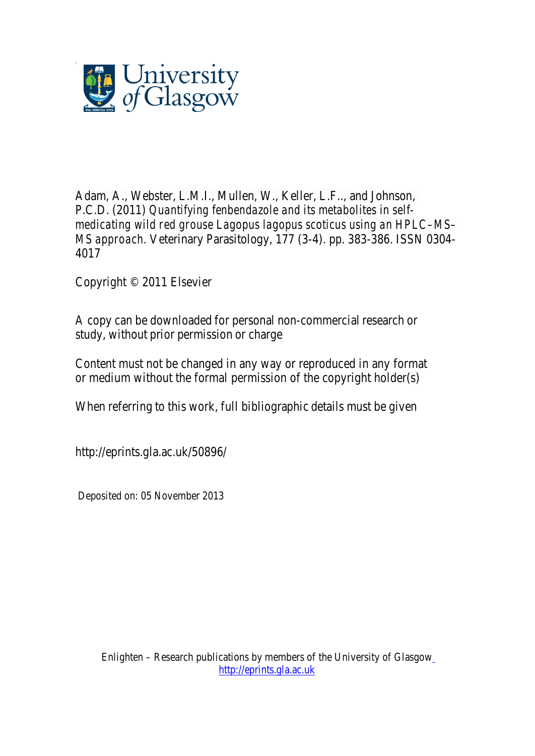Adam, A., Webster, L.M.I., Mullen, W., Keller, L.F.., and Johnson, P.C.D. (2011) *Quantifying fenbendazole and its metabolites in self-medicating wild red grouse Lagopus lagopus scoticus using an HPLC–MS–MS approach.* Veterinary Parasitology, 177 (3-4). pp. 383-386. ISSN 0304-4017

Copyright © 2011 Elsevier

A copy can be downloaded for personal non-commercial research or study, without prior permission or charge

Content must not be changed in any way or reproduced in any format or medium without the formal permission of the copyright holder(s)

When referring to this work, full bibliographic details must be given

http://eprints.gla.ac.uk/50896/

Deposited on: 05 November 2013

Enlighten – Research publications by members of the University of Glasgow
http://eprints.gla.ac.uk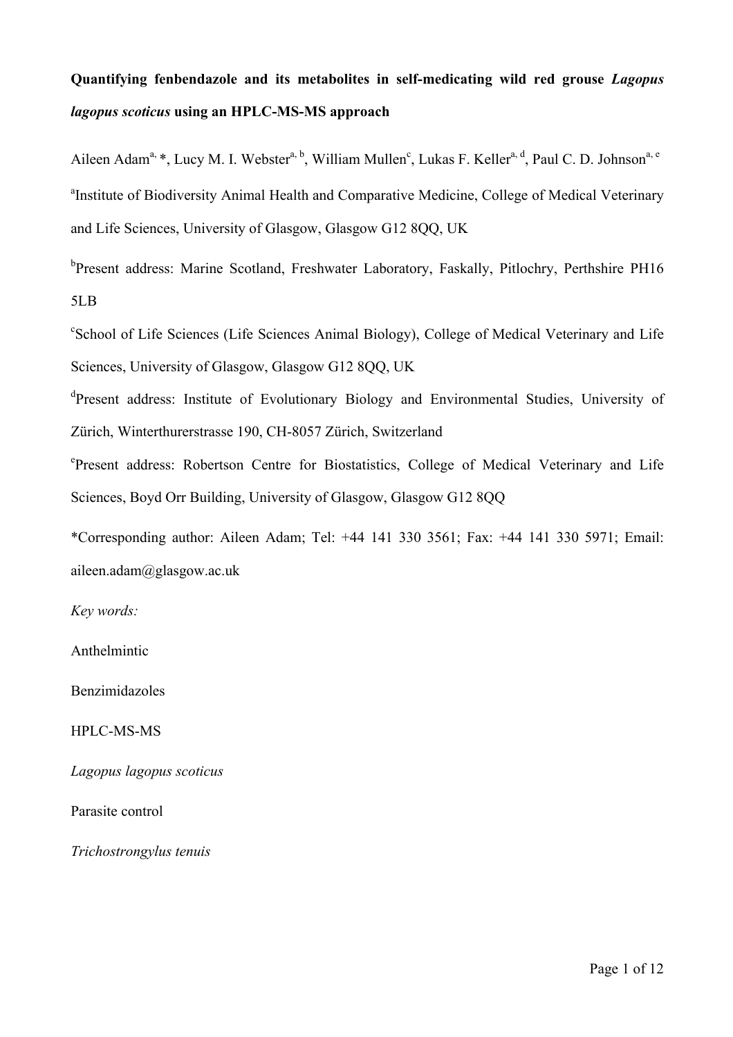**Quantifying fenbendazole and its metabolites in self-medicating wild red grouse *Lagopus lagopus scoticus* using an HPLC-MS-MS approach**

Aileen Adam[a,*], Lucy M. I. Webster[a,b], William Mullen[c], Lukas F. Keller[a,d], Paul C. D. Johnson[a,e]

[a]Institute of Biodiversity Animal Health and Comparative Medicine, College of Medical Veterinary and Life Sciences, University of Glasgow, Glasgow G12 8QQ, UK

[b]Present address: Marine Scotland, Freshwater Laboratory, Faskally, Pitlochry, Perthshire PH16 5LB

[c]School of Life Sciences (Life Sciences Animal Biology), College of Medical Veterinary and Life Sciences, University of Glasgow, Glasgow G12 8QQ, UK

[d]Present address: Institute of Evolutionary Biology and Environmental Studies, University of Zürich, Winterthurerstrasse 190, CH-8057 Zürich, Switzerland

[e]Present address: Robertson Centre for Biostatistics, College of Medical Veterinary and Life Sciences, Boyd Orr Building, University of Glasgow, Glasgow G12 8QQ

*Corresponding author: Aileen Adam; Tel: +44 141 330 3561; Fax: +44 141 330 5971; Email: aileen.adam@glasgow.ac.uk

*Key words:*

Anthelmintic

Benzimidazoles

HPLC-MS-MS

*Lagopus lagopus scoticus*

Parasite control

*Trichostrongylus tenuis*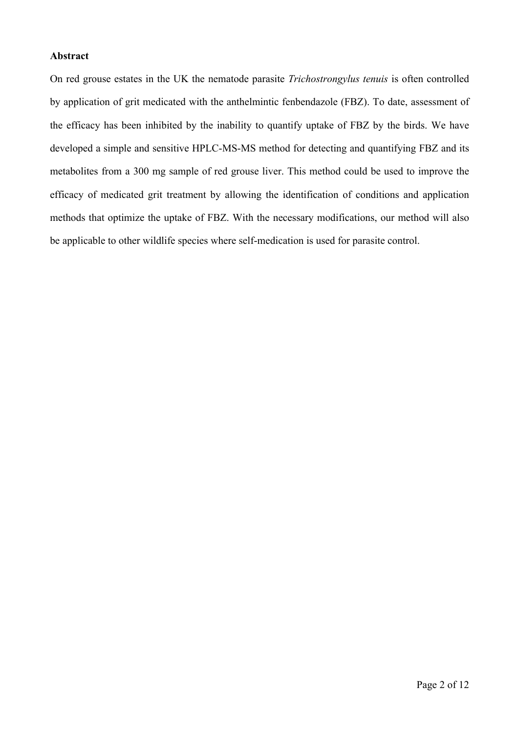**Abstract**

On red grouse estates in the UK the nematode parasite *Trichostrongylus tenuis* is often controlled by application of grit medicated with the anthelmintic fenbendazole (FBZ). To date, assessment of the efficacy has been inhibited by the inability to quantify uptake of FBZ by the birds. We have developed a simple and sensitive HPLC-MS-MS method for detecting and quantifying FBZ and its metabolites from a 300 mg sample of red grouse liver. This method could be used to improve the efficacy of medicated grit treatment by allowing the identification of conditions and application methods that optimize the uptake of FBZ. With the necessary modifications, our method will also be applicable to other wildlife species where self-medication is used for parasite control.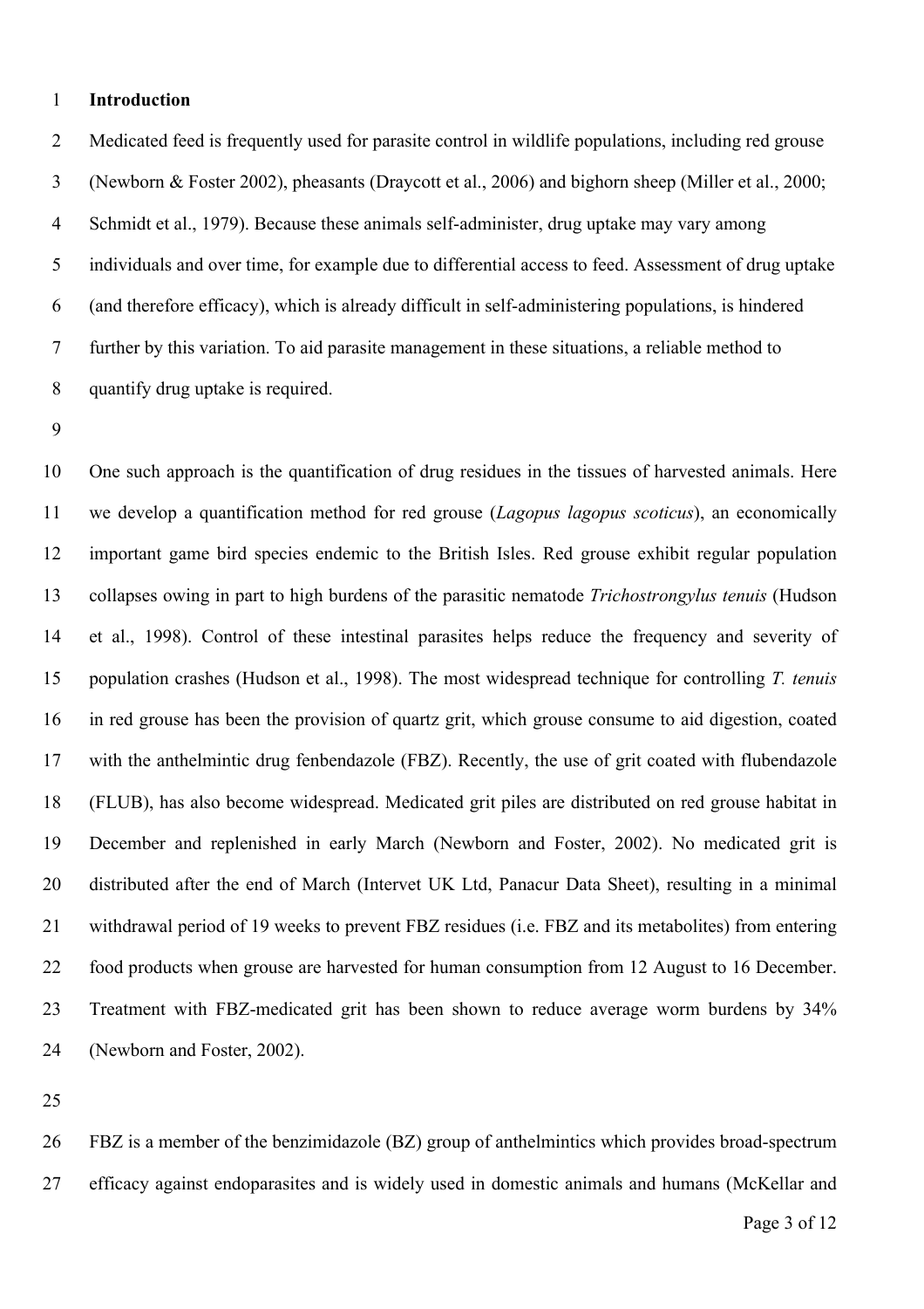## Introduction

Medicated feed is frequently used for parasite control in wildlife populations, including red grouse (Newborn & Foster 2002), pheasants (Draycott et al., 2006) and bighorn sheep (Miller et al., 2000; Schmidt et al., 1979). Because these animals self-administer, drug uptake may vary among individuals and over time, for example due to differential access to feed. Assessment of drug uptake (and therefore efficacy), which is already difficult in self-administering populations, is hindered further by this variation. To aid parasite management in these situations, a reliable method to quantify drug uptake is required.

One such approach is the quantification of drug residues in the tissues of harvested animals. Here we develop a quantification method for red grouse (*Lagopus lagopus scoticus*), an economically important game bird species endemic to the British Isles. Red grouse exhibit regular population collapses owing in part to high burdens of the parasitic nematode *Trichostrongylus tenuis* (Hudson et al., 1998). Control of these intestinal parasites helps reduce the frequency and severity of population crashes (Hudson et al., 1998). The most widespread technique for controlling *T. tenuis* in red grouse has been the provision of quartz grit, which grouse consume to aid digestion, coated with the anthelmintic drug fenbendazole (FBZ). Recently, the use of grit coated with flubendazole (FLUB), has also become widespread. Medicated grit piles are distributed on red grouse habitat in December and replenished in early March (Newborn and Foster, 2002). No medicated grit is distributed after the end of March (Intervet UK Ltd, Panacur Data Sheet), resulting in a minimal withdrawal period of 19 weeks to prevent FBZ residues (i.e. FBZ and its metabolites) from entering food products when grouse are harvested for human consumption from 12 August to 16 December. Treatment with FBZ-medicated grit has been shown to reduce average worm burdens by 34% (Newborn and Foster, 2002).

FBZ is a member of the benzimidazole (BZ) group of anthelmintics which provides broad-spectrum efficacy against endoparasites and is widely used in domestic animals and humans (McKellar and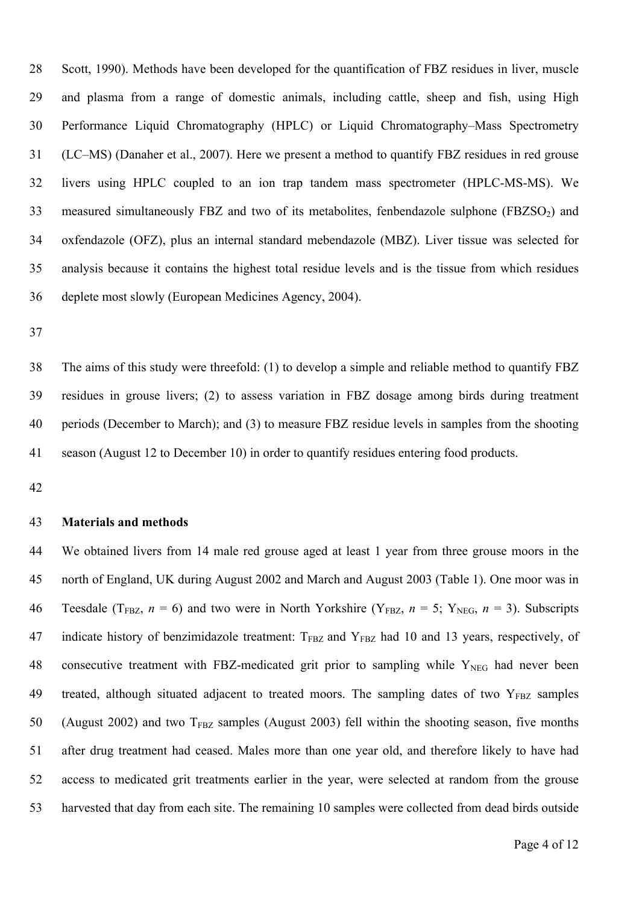Scott, 1990). Methods have been developed for the quantification of FBZ residues in liver, muscle and plasma from a range of domestic animals, including cattle, sheep and fish, using High Performance Liquid Chromatography (HPLC) or Liquid Chromatography–Mass Spectrometry (LC–MS) (Danaher et al., 2007). Here we present a method to quantify FBZ residues in red grouse livers using HPLC coupled to an ion trap tandem mass spectrometer (HPLC-MS-MS). We measured simultaneously FBZ and two of its metabolites, fenbendazole sulphone ($FBZSO_2$) and oxfendazole (OFZ), plus an internal standard mebendazole (MBZ). Liver tissue was selected for analysis because it contains the highest total residue levels and is the tissue from which residues deplete most slowly (European Medicines Agency, 2004).

The aims of this study were threefold: (1) to develop a simple and reliable method to quantify FBZ residues in grouse livers; (2) to assess variation in FBZ dosage among birds during treatment periods (December to March); and (3) to measure FBZ residue levels in samples from the shooting season (August 12 to December 10) in order to quantify residues entering food products.

## Materials and methods

We obtained livers from 14 male red grouse aged at least 1 year from three grouse moors in the north of England, UK during August 2002 and March and August 2003 (Table 1). One moor was in Teesdale ($T_{FBZ}$, $n$ = 6) and two were in North Yorkshire ($Y_{FBZ}$, $n$ = 5; $Y_{NEG}$, $n$ = 3). Subscripts indicate history of benzimidazole treatment: $T_{FBZ}$ and $Y_{FBZ}$ had 10 and 13 years, respectively, of consecutive treatment with FBZ-medicated grit prior to sampling while $Y_{NEG}$ had never been treated, although situated adjacent to treated moors. The sampling dates of two $Y_{FBZ}$ samples (August 2002) and two $T_{FBZ}$ samples (August 2003) fell within the shooting season, five months after drug treatment had ceased. Males more than one year old, and therefore likely to have had access to medicated grit treatments earlier in the year, were selected at random from the grouse harvested that day from each site. The remaining 10 samples were collected from dead birds outside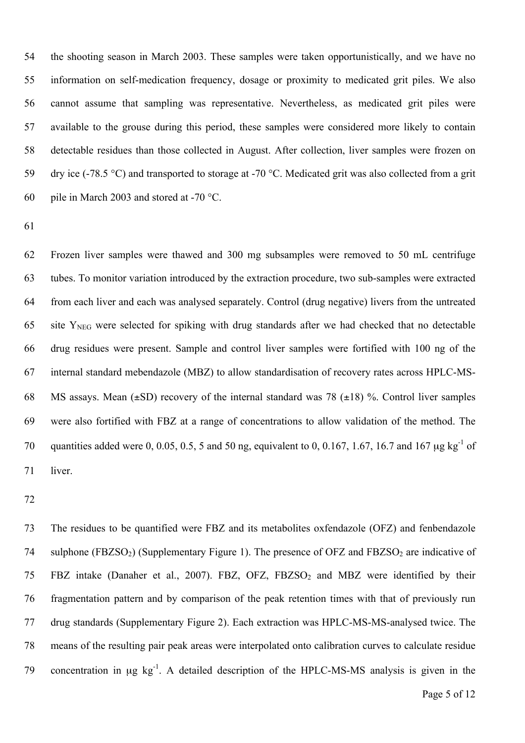the shooting season in March 2003. These samples were taken opportunistically, and we have no information on self-medication frequency, dosage or proximity to medicated grit piles. We also cannot assume that sampling was representative. Nevertheless, as medicated grit piles were available to the grouse during this period, these samples were considered more likely to contain detectable residues than those collected in August. After collection, liver samples were frozen on dry ice (-78.5 °C) and transported to storage at -70 °C. Medicated grit was also collected from a grit pile in March 2003 and stored at -70 °C.

Frozen liver samples were thawed and 300 mg subsamples were removed to 50 mL centrifuge tubes. To monitor variation introduced by the extraction procedure, two sub-samples were extracted from each liver and each was analysed separately. Control (drug negative) livers from the untreated site $Y_{NEG}$ were selected for spiking with drug standards after we had checked that no detectable drug residues were present. Sample and control liver samples were fortified with 100 ng of the internal standard mebendazole (MBZ) to allow standardisation of recovery rates across HPLC-MS-MS assays. Mean (±SD) recovery of the internal standard was 78 (±18) %. Control liver samples were also fortified with FBZ at a range of concentrations to allow validation of the method. The quantities added were 0, 0.05, 0.5, 5 and 50 ng, equivalent to 0, 0.167, 1.67, 16.7 and 167 $\mu g\ kg^{-1}$ of liver.

The residues to be quantified were FBZ and its metabolites oxfendazole (OFZ) and fenbendazole sulphone ($FBZSO_2$) (Supplementary Figure 1). The presence of OFZ and $FBZSO_2$ are indicative of FBZ intake (Danaher et al., 2007). FBZ, OFZ, $FBZSO_2$ and MBZ were identified by their fragmentation pattern and by comparison of the peak retention times with that of previously run drug standards (Supplementary Figure 2). Each extraction was HPLC-MS-MS-analysed twice. The means of the resulting pair peak areas were interpolated onto calibration curves to calculate residue concentration in $\mu g\ kg^{-1}$. A detailed description of the HPLC-MS-MS analysis is given in the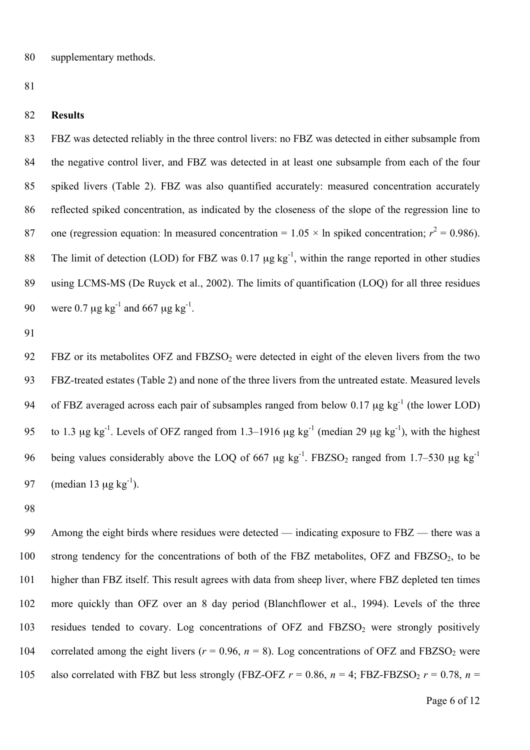supplementary methods.

## Results

FBZ was detected reliably in the three control livers: no FBZ was detected in either subsample from the negative control liver, and FBZ was detected in at least one subsample from each of the four spiked livers (Table 2). FBZ was also quantified accurately: measured concentration accurately reflected spiked concentration, as indicated by the closeness of the slope of the regression line to one (regression equation: ln measured concentration = 1.05 × ln spiked concentration; $r^2 = 0.986$). The limit of detection (LOD) for FBZ was 0.17 μg $kg^{-1}$, within the range reported in other studies using LCMS-MS (De Ruyck et al., 2002). The limits of quantification (LOQ) for all three residues were 0.7 μg $kg^{-1}$ and 667 μg $kg^{-1}$.

FBZ or its metabolites OFZ and $FBZSO_2$ were detected in eight of the eleven livers from the two FBZ-treated estates (Table 2) and none of the three livers from the untreated estate. Measured levels of FBZ averaged across each pair of subsamples ranged from below 0.17 μg $kg^{-1}$ (the lower LOD) to 1.3 μg $kg^{-1}$. Levels of OFZ ranged from 1.3–1916 μg $kg^{-1}$ (median 29 μg $kg^{-1}$), with the highest being values considerably above the LOQ of 667 μg $kg^{-1}$. $FBZSO_2$ ranged from 1.7–530 μg $kg^{-1}$ (median 13 μg $kg^{-1}$).

Among the eight birds where residues were detected — indicating exposure to FBZ — there was a strong tendency for the concentrations of both of the FBZ metabolites, OFZ and $FBZSO_2$, to be higher than FBZ itself. This result agrees with data from sheep liver, where FBZ depleted ten times more quickly than OFZ over an 8 day period (Blanchflower et al., 1994). Levels of the three residues tended to covary. Log concentrations of OFZ and $FBZSO_2$ were strongly positively correlated among the eight livers ($r = 0.96$, $n = 8$). Log concentrations of OFZ and $FBZSO_2$ were also correlated with FBZ but less strongly (FBZ-OFZ $r = 0.86$, $n = 4$; FBZ-$FBZSO_2$ $r = 0.78$, $n =$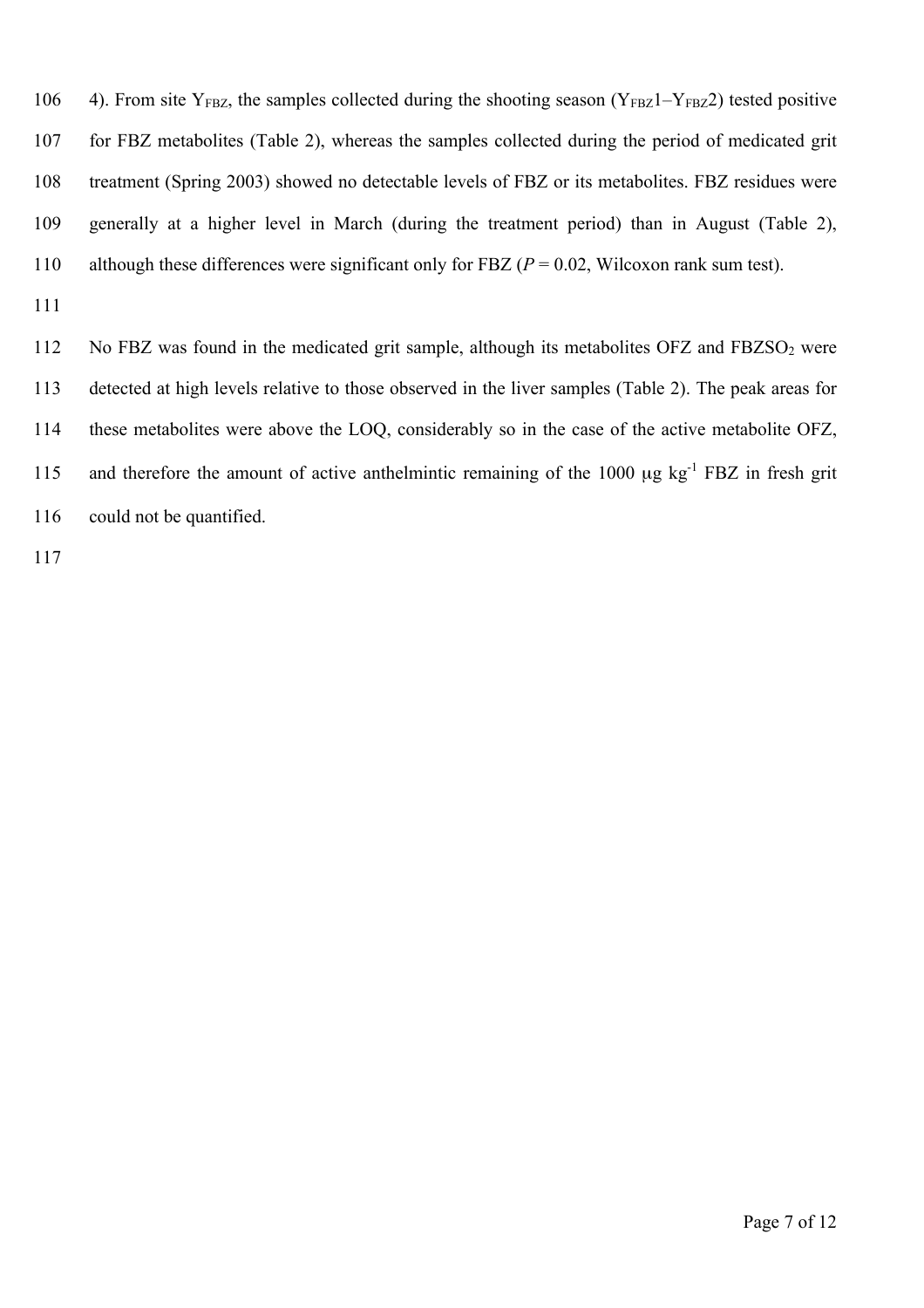4). From site $Y_{FBZ}$, the samples collected during the shooting season ($Y_{FBZ}1$–$Y_{FBZ}2$) tested positive for FBZ metabolites (Table 2), whereas the samples collected during the period of medicated grit treatment (Spring 2003) showed no detectable levels of FBZ or its metabolites. FBZ residues were generally at a higher level in March (during the treatment period) than in August (Table 2), although these differences were significant only for FBZ ($P = 0.02$, Wilcoxon rank sum test).

No FBZ was found in the medicated grit sample, although its metabolites OFZ and $FBZSO_2$ were detected at high levels relative to those observed in the liver samples (Table 2). The peak areas for these metabolites were above the LOQ, considerably so in the case of the active metabolite OFZ, and therefore the amount of active anthelmintic remaining of the 1000 μg $kg^{-1}$ FBZ in fresh grit could not be quantified.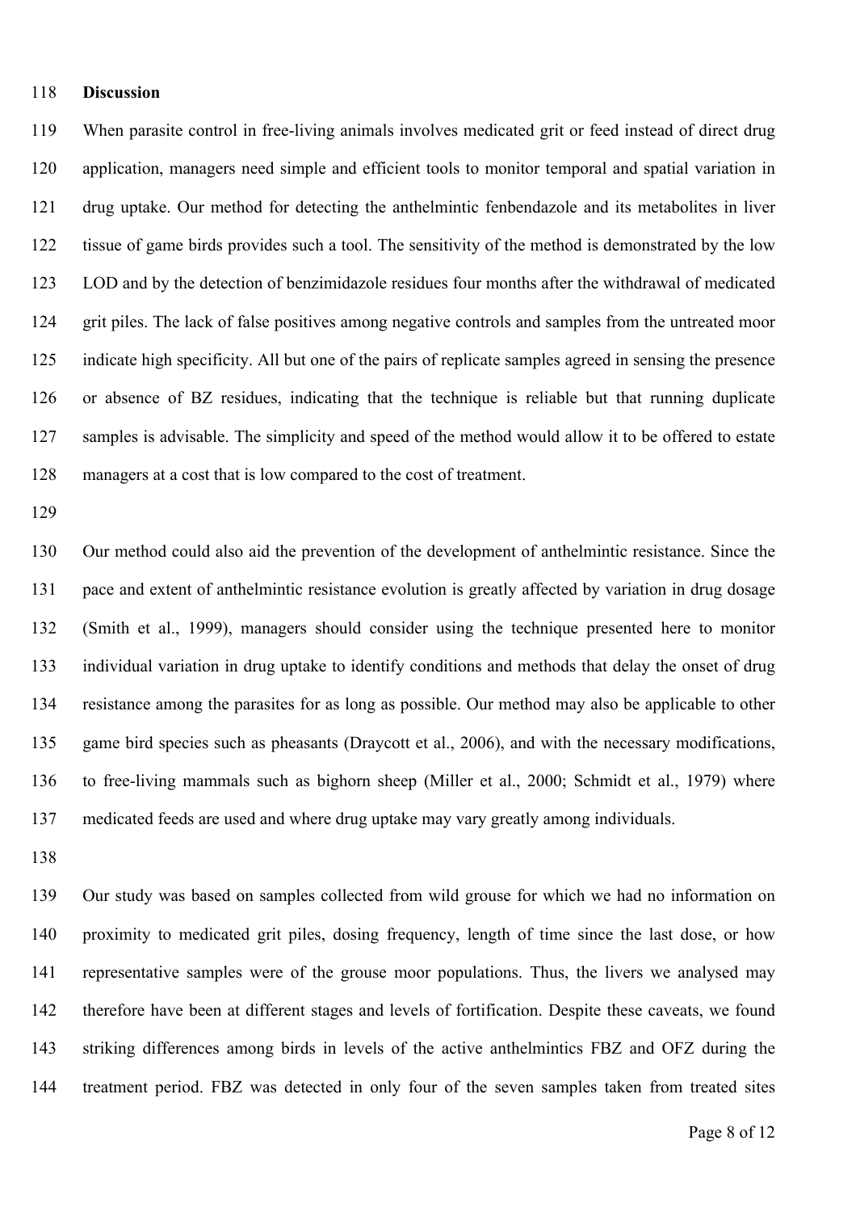## Discussion

When parasite control in free-living animals involves medicated grit or feed instead of direct drug application, managers need simple and efficient tools to monitor temporal and spatial variation in drug uptake. Our method for detecting the anthelmintic fenbendazole and its metabolites in liver tissue of game birds provides such a tool. The sensitivity of the method is demonstrated by the low LOD and by the detection of benzimidazole residues four months after the withdrawal of medicated grit piles. The lack of false positives among negative controls and samples from the untreated moor indicate high specificity. All but one of the pairs of replicate samples agreed in sensing the presence or absence of BZ residues, indicating that the technique is reliable but that running duplicate samples is advisable. The simplicity and speed of the method would allow it to be offered to estate managers at a cost that is low compared to the cost of treatment.

Our method could also aid the prevention of the development of anthelmintic resistance. Since the pace and extent of anthelmintic resistance evolution is greatly affected by variation in drug dosage (Smith et al., 1999), managers should consider using the technique presented here to monitor individual variation in drug uptake to identify conditions and methods that delay the onset of drug resistance among the parasites for as long as possible. Our method may also be applicable to other game bird species such as pheasants (Draycott et al., 2006), and with the necessary modifications, to free-living mammals such as bighorn sheep (Miller et al., 2000; Schmidt et al., 1979) where medicated feeds are used and where drug uptake may vary greatly among individuals.

Our study was based on samples collected from wild grouse for which we had no information on proximity to medicated grit piles, dosing frequency, length of time since the last dose, or how representative samples were of the grouse moor populations. Thus, the livers we analysed may therefore have been at different stages and levels of fortification. Despite these caveats, we found striking differences among birds in levels of the active anthelmintics FBZ and OFZ during the treatment period. FBZ was detected in only four of the seven samples taken from treated sites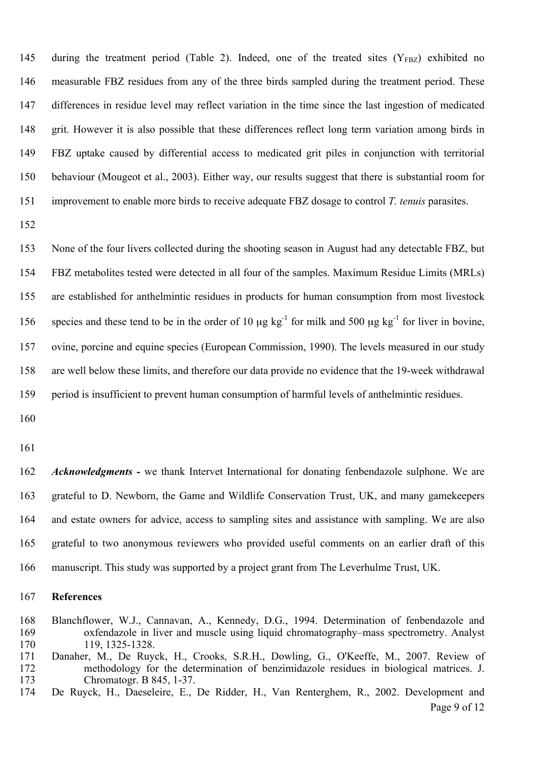during the treatment period (Table 2). Indeed, one of the treated sites ($Y_{FBZ}$) exhibited no measurable FBZ residues from any of the three birds sampled during the treatment period. These differences in residue level may reflect variation in the time since the last ingestion of medicated grit. However it is also possible that these differences reflect long term variation among birds in FBZ uptake caused by differential access to medicated grit piles in conjunction with territorial behaviour (Mougeot et al., 2003). Either way, our results suggest that there is substantial room for improvement to enable more birds to receive adequate FBZ dosage to control *T. tenuis* parasites.

None of the four livers collected during the shooting season in August had any detectable FBZ, but FBZ metabolites tested were detected in all four of the samples. Maximum Residue Limits (MRLs) are established for anthelmintic residues in products for human consumption from most livestock species and these tend to be in the order of 10 $\mu g\ kg^{-1}$ for milk and 500 $\mu g\ kg^{-1}$ for liver in bovine, ovine, porcine and equine species (European Commission, 1990). The levels measured in our study are well below these limits, and therefore our data provide no evidence that the 19-week withdrawal period is insufficient to prevent human consumption of harmful levels of anthelmintic residues.

***Acknowledgments -*** we thank Intervet International for donating fenbendazole sulphone. We are grateful to D. Newborn, the Game and Wildlife Conservation Trust, UK, and many gamekeepers and estate owners for advice, access to sampling sites and assistance with sampling. We are also grateful to two anonymous reviewers who provided useful comments on an earlier draft of this manuscript. This study was supported by a project grant from The Leverhulme Trust, UK.

## References

Blanchflower, W.J., Cannavan, A., Kennedy, D.G., 1994. Determination of fenbendazole and oxfendazole in liver and muscle using liquid chromatography–mass spectrometry. Analyst 119, 1325-1328.

Danaher, M., De Ruyck, H., Crooks, S.R.H., Dowling, G., O'Keeffe, M., 2007. Review of methodology for the determination of benzimidazole residues in biological matrices. J. Chromatogr. B 845, 1-37.

De Ruyck, H., Daeseleire, E., De Ridder, H., Van Renterghem, R., 2002. Development and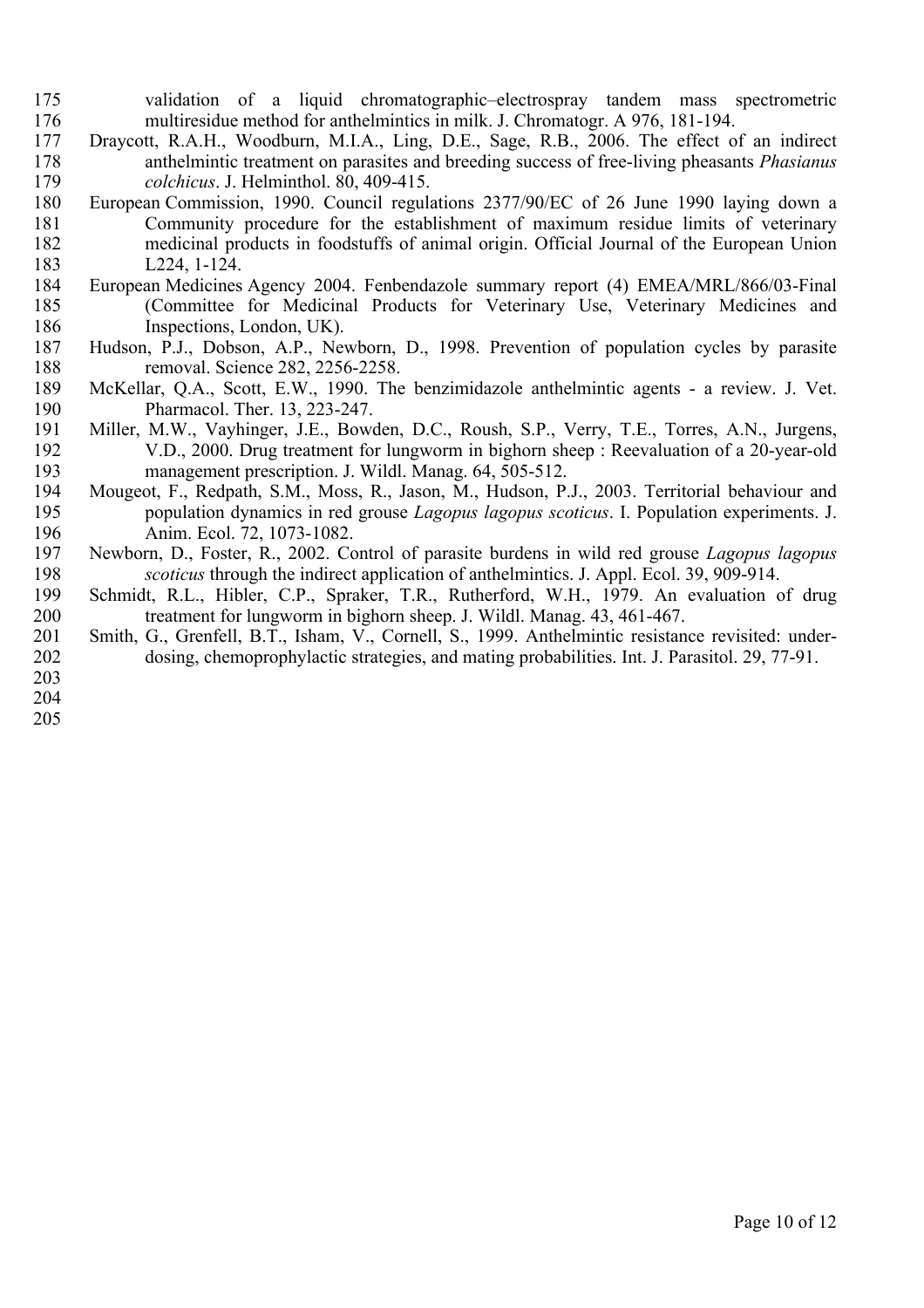validation of a liquid chromatographic–electrospray tandem mass spectrometric multiresidue method for anthelmintics in milk. J. Chromatogr. A 976, 181-194.

Draycott, R.A.H., Woodburn, M.I.A., Ling, D.E., Sage, R.B., 2006. The effect of an indirect anthelmintic treatment on parasites and breeding success of free-living pheasants *Phasianus colchicus*. J. Helminthol. 80, 409-415.

European Commission, 1990. Council regulations 2377/90/EC of 26 June 1990 laying down a Community procedure for the establishment of maximum residue limits of veterinary medicinal products in foodstuffs of animal origin. Official Journal of the European Union L224, 1-124.

European Medicines Agency 2004. Fenbendazole summary report (4) EMEA/MRL/866/03-Final (Committee for Medicinal Products for Veterinary Use, Veterinary Medicines and Inspections, London, UK).

Hudson, P.J., Dobson, A.P., Newborn, D., 1998. Prevention of population cycles by parasite removal. Science 282, 2256-2258.

McKellar, Q.A., Scott, E.W., 1990. The benzimidazole anthelmintic agents - a review. J. Vet. Pharmacol. Ther. 13, 223-247.

Miller, M.W., Vayhinger, J.E., Bowden, D.C., Roush, S.P., Verry, T.E., Torres, A.N., Jurgens, V.D., 2000. Drug treatment for lungworm in bighorn sheep : Reevaluation of a 20-year-old management prescription. J. Wildl. Manag. 64, 505-512.

Mougeot, F., Redpath, S.M., Moss, R., Jason, M., Hudson, P.J., 2003. Territorial behaviour and population dynamics in red grouse *Lagopus lagopus scoticus*. I. Population experiments. J. Anim. Ecol. 72, 1073-1082.

Newborn, D., Foster, R., 2002. Control of parasite burdens in wild red grouse *Lagopus lagopus scoticus* through the indirect application of anthelmintics. J. Appl. Ecol. 39, 909-914.

Schmidt, R.L., Hibler, C.P., Spraker, T.R., Rutherford, W.H., 1979. An evaluation of drug treatment for lungworm in bighorn sheep. J. Wildl. Manag. 43, 461-467.

Smith, G., Grenfell, B.T., Isham, V., Cornell, S., 1999. Anthelmintic resistance revisited: under-dosing, chemoprophylactic strategies, and mating probabilities. Int. J. Parasitol. 29, 77-91.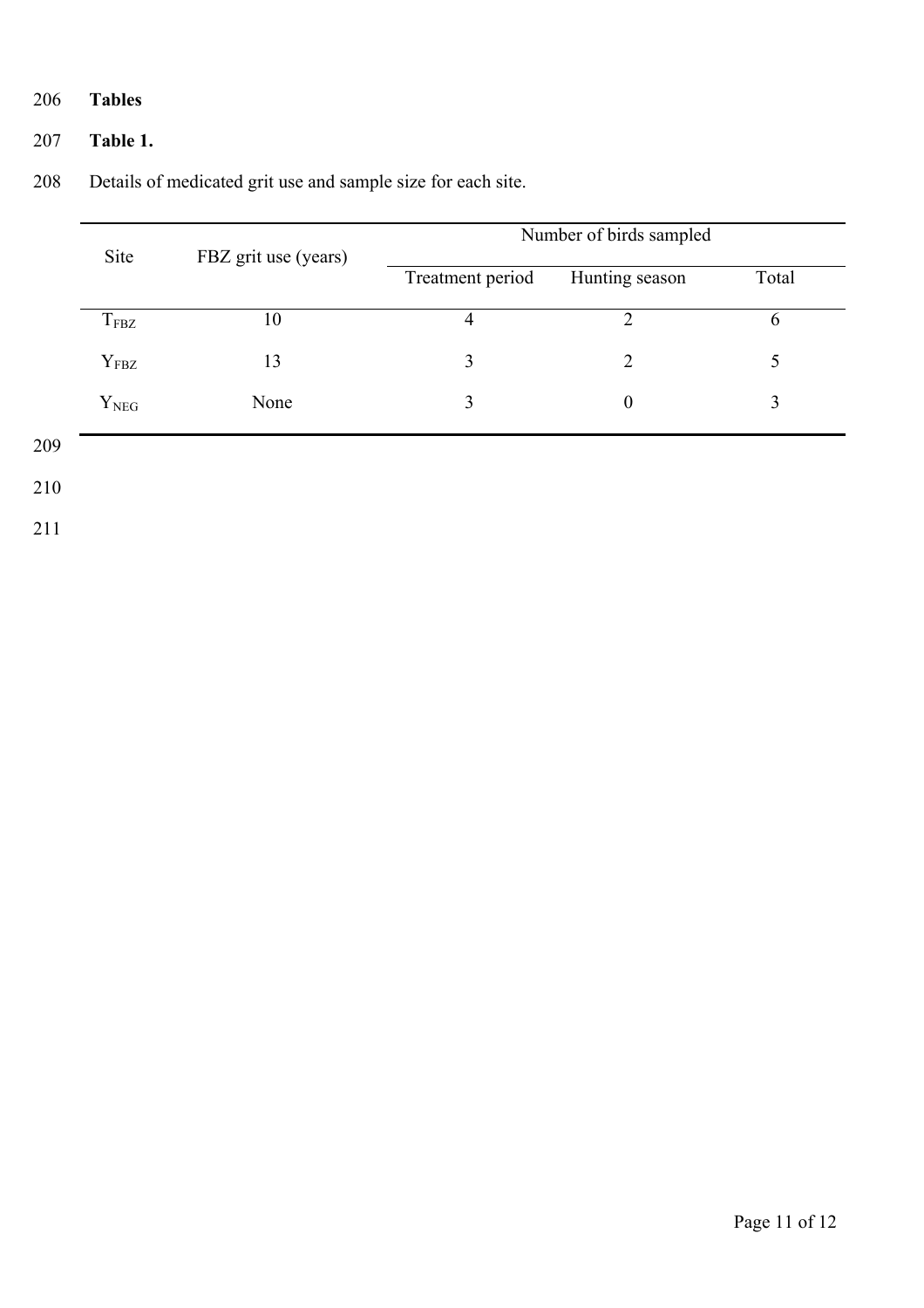## Tables

**Table 1.**

Details of medicated grit use and sample size for each site.

| Site | FBZ grit use (years) | Number of birds sampled | | |
|---|---|---|---|---|
| | | Treatment period | Hunting season | Total |
| $T_{FBZ}$ | 10 | 4 | 2 | 6 |
| $Y_{FBZ}$ | 13 | 3 | 2 | 5 |
| $Y_{NEG}$ | None | 3 | 0 | 3 |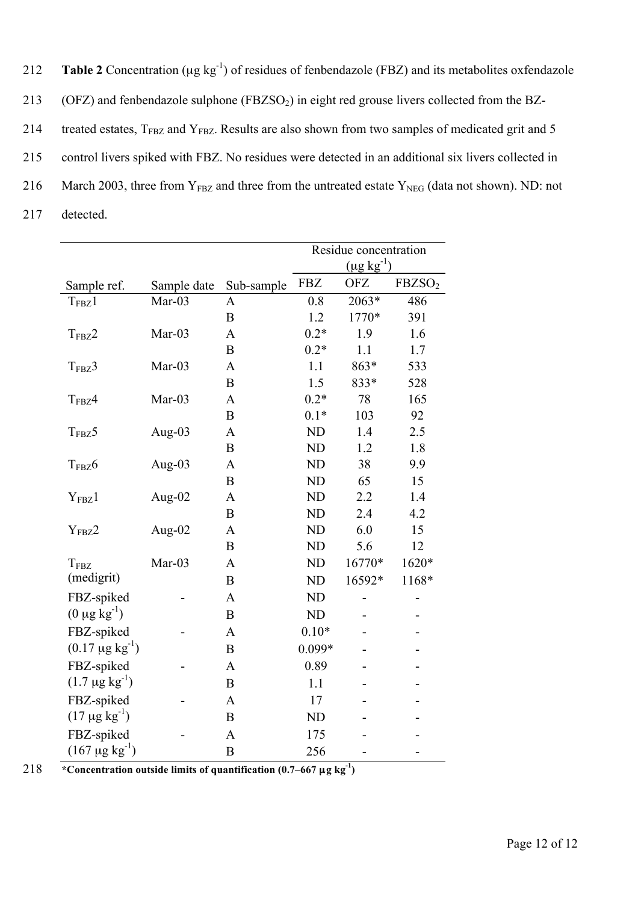**Table 2** Concentration (μg $kg^{-1}$) of residues of fenbendazole (FBZ) and its metabolites oxfendazole (OFZ) and fenbendazole sulphone ($FBZSO_2$) in eight red grouse livers collected from the BZ-treated estates, $T_{FBZ}$ and $Y_{FBZ}$. Results are also shown from two samples of medicated grit and 5 control livers spiked with FBZ. No residues were detected in an additional six livers collected in March 2003, three from $Y_{FBZ}$ and three from the untreated estate $Y_{NEG}$ (data not shown). ND: not detected.

| | | | Residue concentration (μg $kg^{-1}$) | | |
|---|---|---|---|---|---|
| Sample ref. | Sample date | Sub-sample | FBZ | OFZ | $FBZSO_2$ |
| $T_{FBZ}1$ | Mar-03 | A | 0.8 | 2063* | 486 |
| | | B | 1.2 | 1770* | 391 |
| $T_{FBZ}2$ | Mar-03 | A | 0.2* | 1.9 | 1.6 |
| | | B | 0.2* | 1.1 | 1.7 |
| $T_{FBZ}3$ | Mar-03 | A | 1.1 | 863* | 533 |
| | | B | 1.5 | 833* | 528 |
| $T_{FBZ}4$ | Mar-03 | A | 0.2* | 78 | 165 |
| | | B | 0.1* | 103 | 92 |
| $T_{FBZ}5$ | Aug-03 | A | ND | 1.4 | 2.5 |
| | | B | ND | 1.2 | 1.8 |
| $T_{FBZ}6$ | Aug-03 | A | ND | 38 | 9.9 |
| | | B | ND | 65 | 15 |
| $Y_{FBZ}1$ | Aug-02 | A | ND | 2.2 | 1.4 |
| | | B | ND | 2.4 | 4.2 |
| $Y_{FBZ}2$ | Aug-02 | A | ND | 6.0 | 15 |
| | | B | ND | 5.6 | 12 |
| $T_{FBZ}$ (medigrit) | Mar-03 | A | ND | 16770* | 1620* |
| | | B | ND | 16592* | 1168* |
| FBZ-spiked (0 μg $kg^{-1}$) | - | A | ND | - | - |
| | | B | ND | - | - |
| FBZ-spiked (0.17 μg $kg^{-1}$) | - | A | 0.10* | - | - |
| | | B | 0.099* | - | - |
| FBZ-spiked (1.7 μg $kg^{-1}$) | - | A | 0.89 | - | - |
| | | B | 1.1 | - | - |
| FBZ-spiked (17 μg $kg^{-1}$) | - | A | 17 | - | - |
| | | B | ND | - | - |
| FBZ-spiked (167 μg $kg^{-1}$) | - | A | 175 | - | - |
| | | B | 256 | - | - |

***Concentration outside limits of quantification (0.7–667 μg $kg^{-1}$)**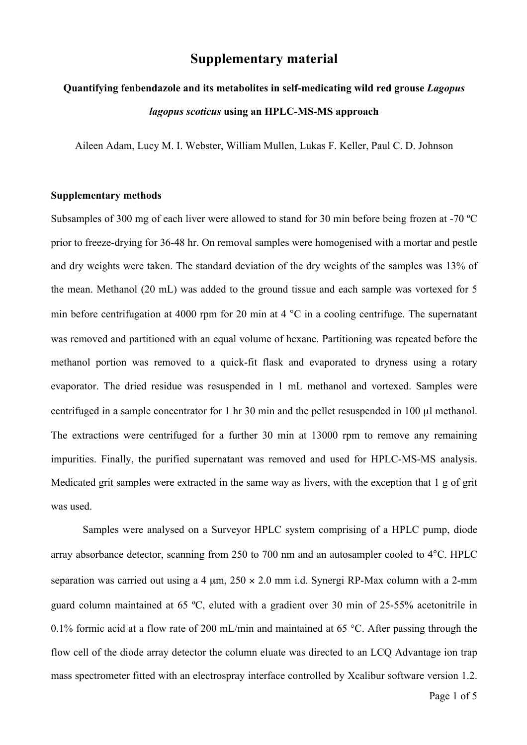# Supplementary material

**Quantifying fenbendazole and its metabolites in self-medicating wild red grouse *Lagopus lagopus scoticus* using an HPLC-MS-MS approach**

Aileen Adam, Lucy M. I. Webster, William Mullen, Lukas F. Keller, Paul C. D. Johnson

## Supplementary methods

Subsamples of 300 mg of each liver were allowed to stand for 30 min before being frozen at -70 ºC prior to freeze-drying for 36-48 hr. On removal samples were homogenised with a mortar and pestle and dry weights were taken. The standard deviation of the dry weights of the samples was 13% of the mean. Methanol (20 mL) was added to the ground tissue and each sample was vortexed for 5 min before centrifugation at 4000 rpm for 20 min at 4 °C in a cooling centrifuge. The supernatant was removed and partitioned with an equal volume of hexane. Partitioning was repeated before the methanol portion was removed to a quick-fit flask and evaporated to dryness using a rotary evaporator. The dried residue was resuspended in 1 mL methanol and vortexed. Samples were centrifuged in a sample concentrator for 1 hr 30 min and the pellet resuspended in 100 μl methanol. The extractions were centrifuged for a further 30 min at 13000 rpm to remove any remaining impurities. Finally, the purified supernatant was removed and used for HPLC-MS-MS analysis. Medicated grit samples were extracted in the same way as livers, with the exception that 1 g of grit was used.

Samples were analysed on a Surveyor HPLC system comprising of a HPLC pump, diode array absorbance detector, scanning from 250 to 700 nm and an autosampler cooled to 4°C. HPLC separation was carried out using a 4 μm, 250 × 2.0 mm i.d. Synergi RP-Max column with a 2-mm guard column maintained at 65 ºC, eluted with a gradient over 30 min of 25-55% acetonitrile in 0.1% formic acid at a flow rate of 200 mL/min and maintained at 65 °C. After passing through the flow cell of the diode array detector the column eluate was directed to an LCQ Advantage ion trap mass spectrometer fitted with an electrospray interface controlled by Xcalibur software version 1.2.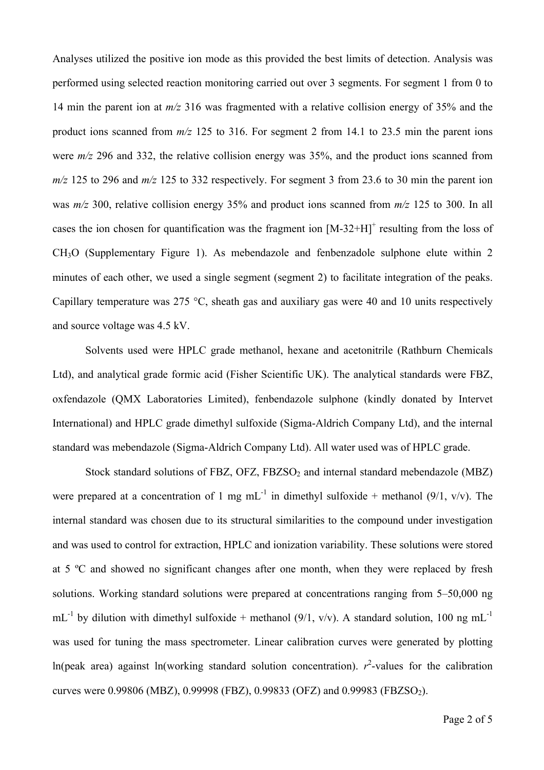Analyses utilized the positive ion mode as this provided the best limits of detection. Analysis was performed using selected reaction monitoring carried out over 3 segments. For segment 1 from 0 to 14 min the parent ion at *m/z* 316 was fragmented with a relative collision energy of 35% and the product ions scanned from *m/z* 125 to 316. For segment 2 from 14.1 to 23.5 min the parent ions were *m/z* 296 and 332, the relative collision energy was 35%, and the product ions scanned from *m/z* 125 to 296 and *m/z* 125 to 332 respectively. For segment 3 from 23.6 to 30 min the parent ion was *m/z* 300, relative collision energy 35% and product ions scanned from *m/z* 125 to 300. In all cases the ion chosen for quantification was the fragment ion $[M-32+H]^+$ resulting from the loss of $CH_3O$ (Supplementary Figure 1). As mebendazole and fenbenzadole sulphone elute within 2 minutes of each other, we used a single segment (segment 2) to facilitate integration of the peaks. Capillary temperature was 275 °C, sheath gas and auxiliary gas were 40 and 10 units respectively and source voltage was 4.5 kV.

Solvents used were HPLC grade methanol, hexane and acetonitrile (Rathburn Chemicals Ltd), and analytical grade formic acid (Fisher Scientific UK). The analytical standards were FBZ, oxfendazole (QMX Laboratories Limited), fenbendazole sulphone (kindly donated by Intervet International) and HPLC grade dimethyl sulfoxide (Sigma-Aldrich Company Ltd), and the internal standard was mebendazole (Sigma-Aldrich Company Ltd). All water used was of HPLC grade.

Stock standard solutions of FBZ, OFZ, $FBZSO_2$ and internal standard mebendazole (MBZ) were prepared at a concentration of 1 mg $mL^{-1}$ in dimethyl sulfoxide + methanol (9/1, v/v). The internal standard was chosen due to its structural similarities to the compound under investigation and was used to control for extraction, HPLC and ionization variability. These solutions were stored at 5 ºC and showed no significant changes after one month, when they were replaced by fresh solutions. Working standard solutions were prepared at concentrations ranging from 5–50,000 ng $mL^{-1}$ by dilution with dimethyl sulfoxide + methanol (9/1, v/v). A standard solution, 100 ng $mL^{-1}$ was used for tuning the mass spectrometer. Linear calibration curves were generated by plotting ln(peak area) against ln(working standard solution concentration). $r^2$-values for the calibration curves were 0.99806 (MBZ), 0.99998 (FBZ), 0.99833 (OFZ) and 0.99983 ($FBZSO_2$).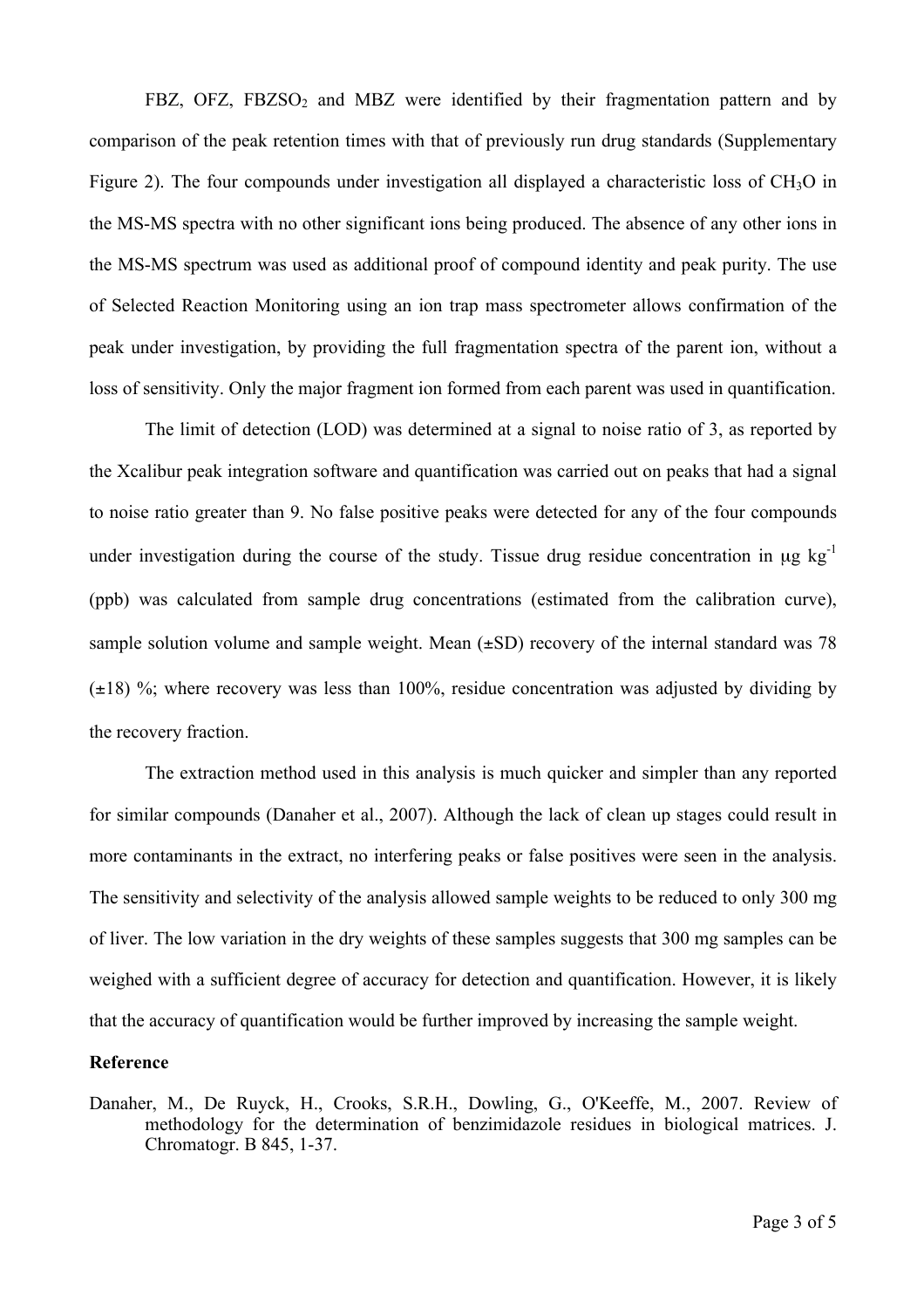FBZ, OFZ, $FBZSO_2$ and MBZ were identified by their fragmentation pattern and by comparison of the peak retention times with that of previously run drug standards (Supplementary Figure 2). The four compounds under investigation all displayed a characteristic loss of $CH_3O$ in the MS-MS spectra with no other significant ions being produced. The absence of any other ions in the MS-MS spectrum was used as additional proof of compound identity and peak purity. The use of Selected Reaction Monitoring using an ion trap mass spectrometer allows confirmation of the peak under investigation, by providing the full fragmentation spectra of the parent ion, without a loss of sensitivity. Only the major fragment ion formed from each parent was used in quantification.

The limit of detection (LOD) was determined at a signal to noise ratio of 3, as reported by the Xcalibur peak integration software and quantification was carried out on peaks that had a signal to noise ratio greater than 9. No false positive peaks were detected for any of the four compounds under investigation during the course of the study. Tissue drug residue concentration in $\mu g\ kg^{-1}$ (ppb) was calculated from sample drug concentrations (estimated from the calibration curve), sample solution volume and sample weight. Mean (±SD) recovery of the internal standard was 78 (±18) %; where recovery was less than 100%, residue concentration was adjusted by dividing by the recovery fraction.

The extraction method used in this analysis is much quicker and simpler than any reported for similar compounds (Danaher et al., 2007). Although the lack of clean up stages could result in more contaminants in the extract, no interfering peaks or false positives were seen in the analysis. The sensitivity and selectivity of the analysis allowed sample weights to be reduced to only 300 mg of liver. The low variation in the dry weights of these samples suggests that 300 mg samples can be weighed with a sufficient degree of accuracy for detection and quantification. However, it is likely that the accuracy of quantification would be further improved by increasing the sample weight.

**Reference**

Danaher, M., De Ruyck, H., Crooks, S.R.H., Dowling, G., O'Keeffe, M., 2007. Review of methodology for the determination of benzimidazole residues in biological matrices. J. Chromatogr. B 845, 1-37.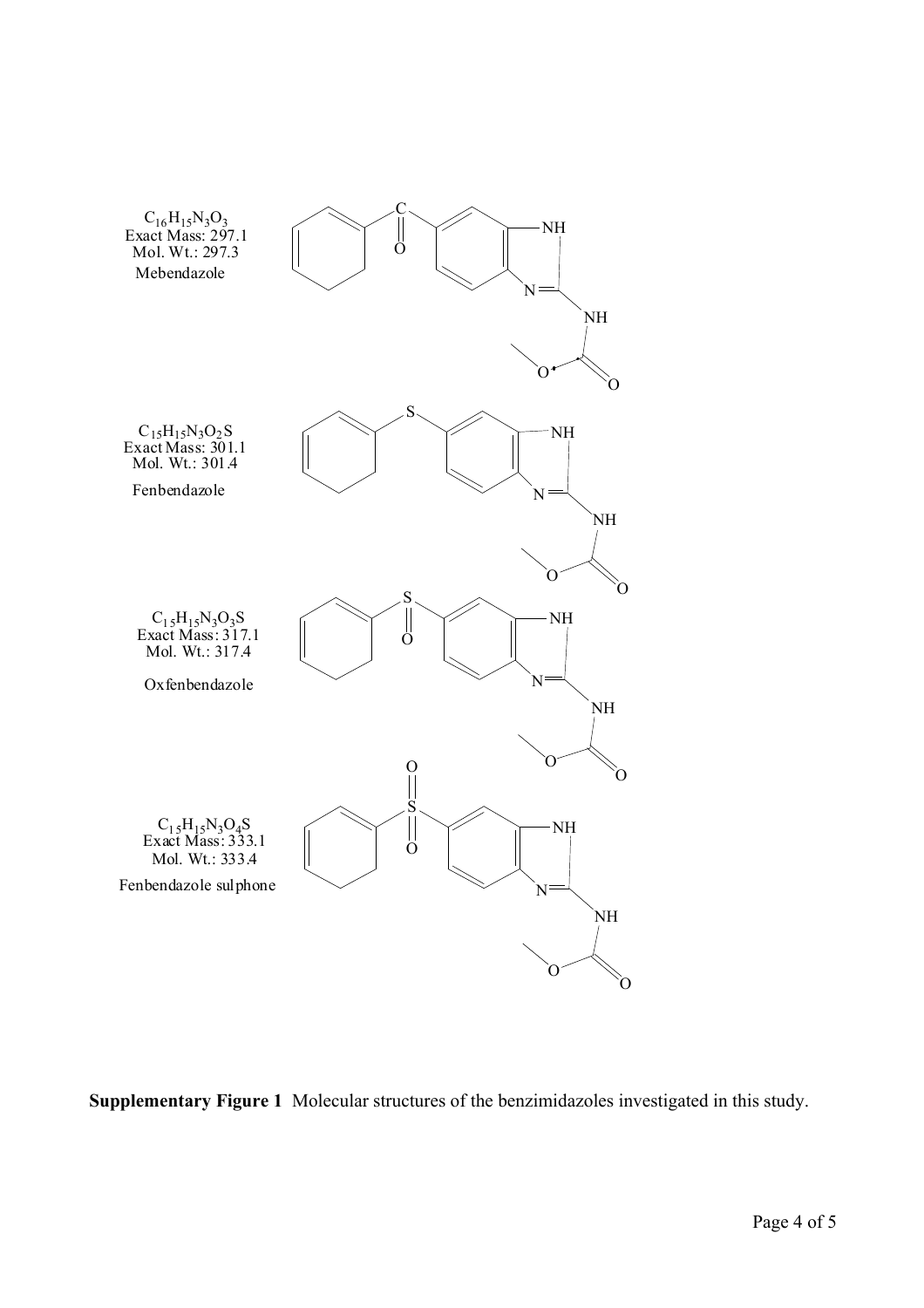$C_{16}H_{15}N_3O_3$
Exact Mass: 297.1
Mol. Wt.: 297.3
Mebendazole

$C_{15}H_{15}N_3O_2S$
Exact Mass: 301.1
Mol. Wt.: 301.4
Fenbendazole

$C_{15}H_{15}N_3O_3S$
Exact Mass: 317.1
Mol. Wt.: 317.4
Oxfenbendazole

$C_{15}H_{15}N_3O_4S$
Exact Mass: 333.1
Mol. Wt.: 333.4
Fenbendazole sulphone

**Supplementary Figure 1** Molecular structures of the benzimidazoles investigated in this study.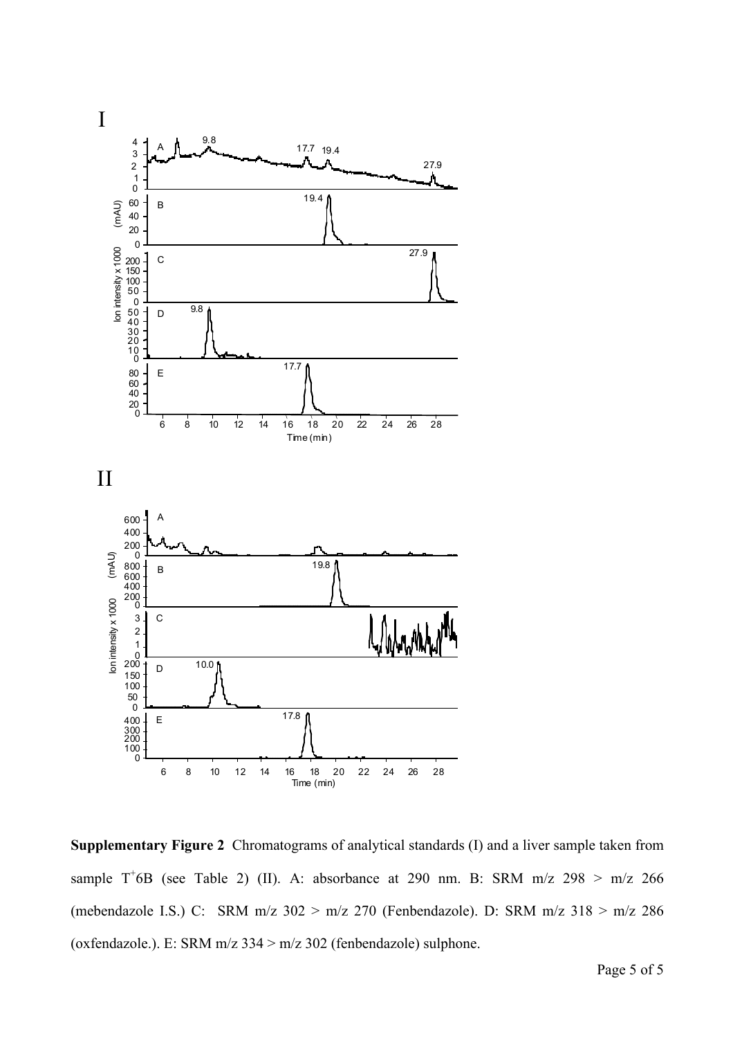I

A

9.8

17.7

19.4

27.9

4
3
2
1
0

(mAU)

B

19.4

60
40
20
0

Ion intensity x 1000

C

27.9

200
150
100
50
0

D

9.8

50
40
30
20
10
0

E

17.7

80
60
40
20
0

6 8 10 12 14 16 18 20 22 24 26 28

Time (min)

II

A

600
400
200
0

(mAU)

B

19.8

800
600
400
200
0

Ion intensity x 1000

C

3
2
1
0

D

10.0

200
150
100
50
0

E

17.8

400
300
200
100
0

6 8 10 12 14 16 18 20 22 24 26 28

Time (min)

**Supplementary Figure 2** Chromatograms of analytical standards (I) and a liver sample taken from sample $T^{+}6B$ (see Table 2) (II). A: absorbance at 290 nm. B: SRM m/z 298 > m/z 266 (mebendazole I.S.) C: SRM m/z 302 > m/z 270 (Fenbendazole). D: SRM m/z 318 > m/z 286 (oxfendazole.). E: SRM m/z 334 > m/z 302 (fenbendazole) sulphone.